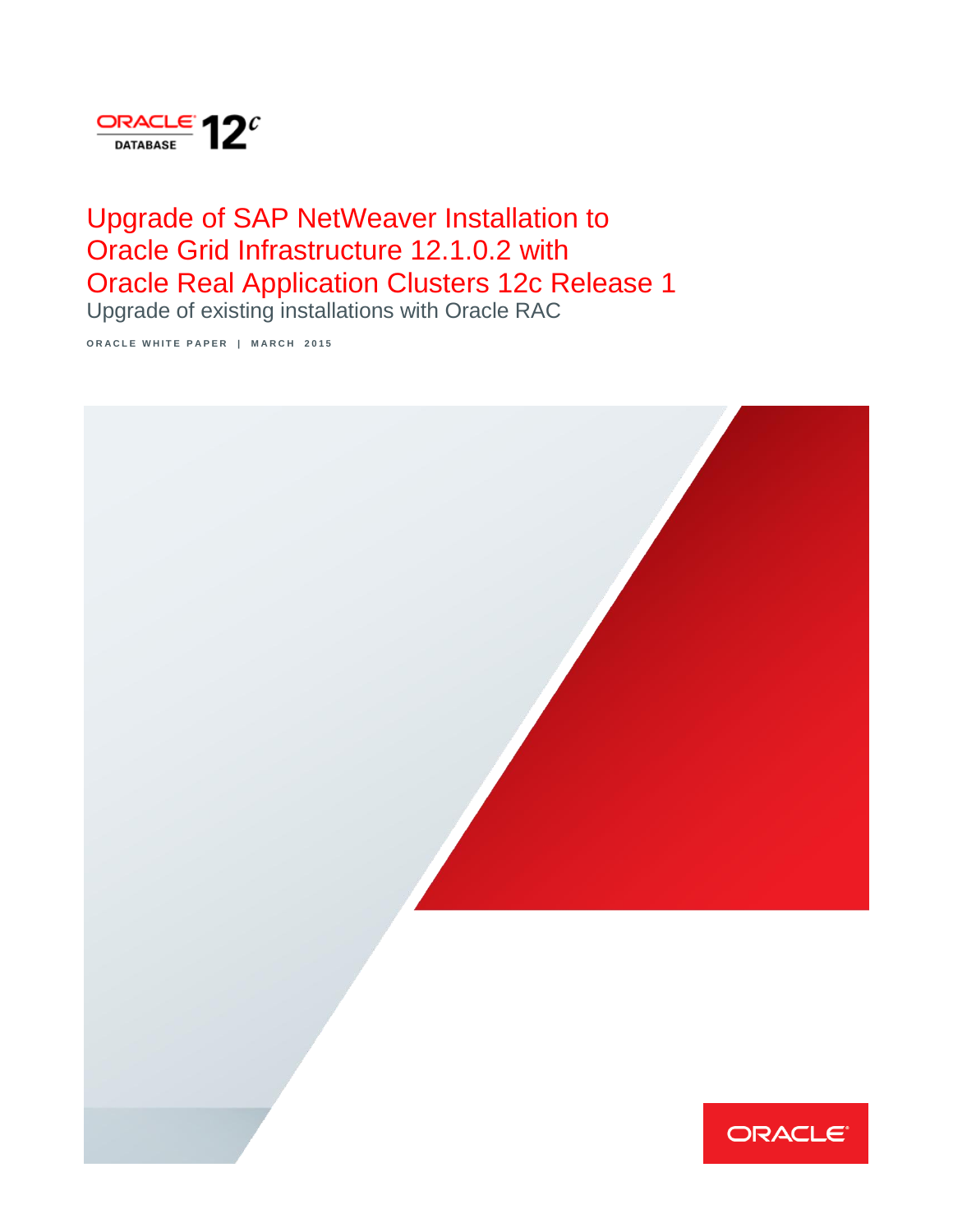# Upgrade of SAP NetWeaver Installation to Oracle Grid Infrastructure 12.1.0.2 with Oracle Real Application Clusters 12c Release 1

Upgrade of existing installations with Oracle RAC

ORACLE WHITE PAPER | MARCH 2015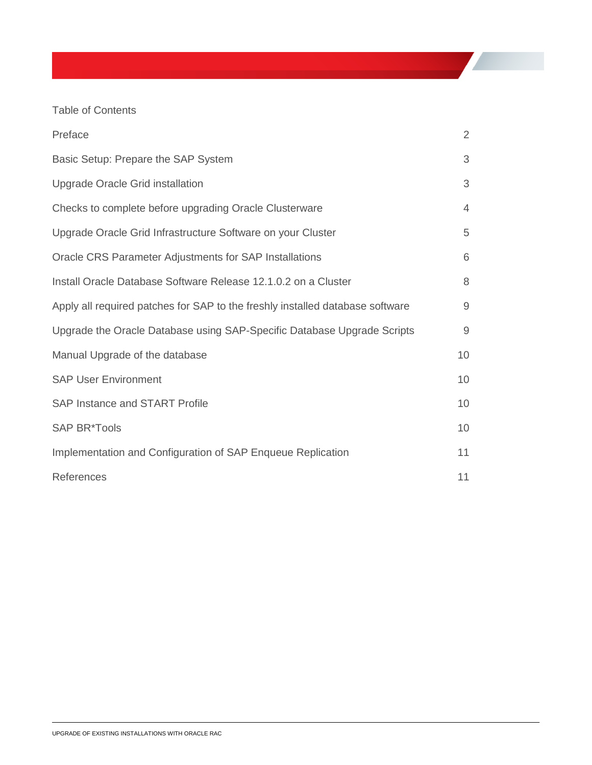Table of Contents

| | |
|---|---|
| Preface | 2 |
| Basic Setup: Prepare the SAP System | 3 |
| Upgrade Oracle Grid installation | 3 |
| Checks to complete before upgrading Oracle Clusterware | 4 |
| Upgrade Oracle Grid Infrastructure Software on your Cluster | 5 |
| Oracle CRS Parameter Adjustments for SAP Installations | 6 |
| Install Oracle Database Software Release 12.1.0.2 on a Cluster | 8 |
| Apply all required patches for SAP to the freshly installed database software | 9 |
| Upgrade the Oracle Database using SAP-Specific Database Upgrade Scripts | 9 |
| Manual Upgrade of the database | 10 |
| SAP User Environment | 10 |
| SAP Instance and START Profile | 10 |
| SAP BR*Tools | 10 |
| Implementation and Configuration of SAP Enqueue Replication | 11 |
| References | 11 |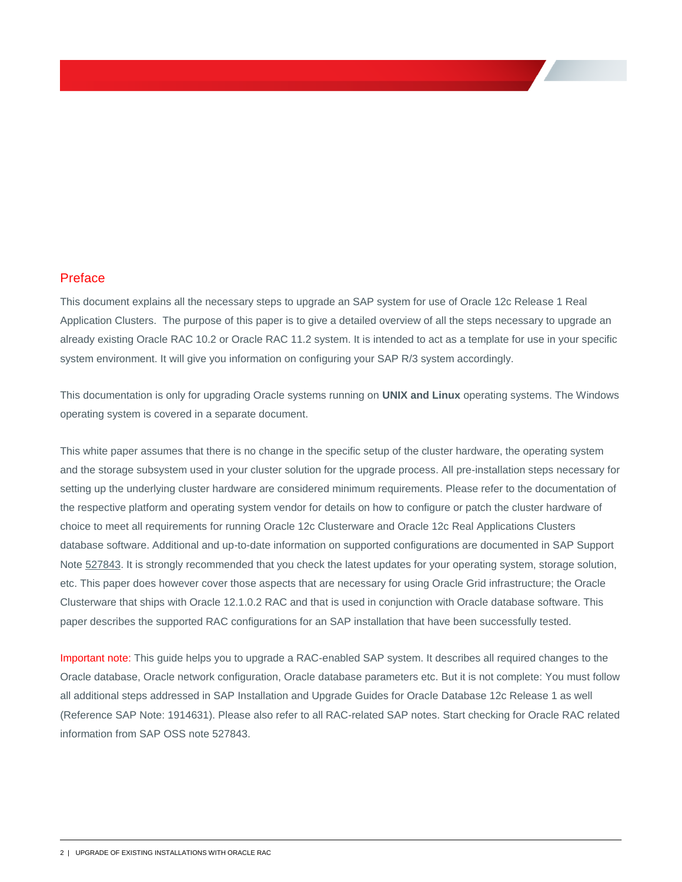## Preface

This document explains all the necessary steps to upgrade an SAP system for use of Oracle 12c Release 1 Real Application Clusters. The purpose of this paper is to give a detailed overview of all the steps necessary to upgrade an already existing Oracle RAC 10.2 or Oracle RAC 11.2 system. It is intended to act as a template for use in your specific system environment. It will give you information on configuring your SAP R/3 system accordingly.

This documentation is only for upgrading Oracle systems running on **UNIX and Linux** operating systems. The Windows operating system is covered in a separate document.

This white paper assumes that there is no change in the specific setup of the cluster hardware, the operating system and the storage subsystem used in your cluster solution for the upgrade process. All pre-installation steps necessary for setting up the underlying cluster hardware are considered minimum requirements. Please refer to the documentation of the respective platform and operating system vendor for details on how to configure or patch the cluster hardware of choice to meet all requirements for running Oracle 12c Clusterware and Oracle 12c Real Applications Clusters database software. Additional and up-to-date information on supported configurations are documented in SAP Support Note 527843. It is strongly recommended that you check the latest updates for your operating system, storage solution, etc. This paper does however cover those aspects that are necessary for using Oracle Grid infrastructure; the Oracle Clusterware that ships with Oracle 12.1.0.2 RAC and that is used in conjunction with Oracle database software. This paper describes the supported RAC configurations for an SAP installation that have been successfully tested.

Important note: This guide helps you to upgrade a RAC-enabled SAP system. It describes all required changes to the Oracle database, Oracle network configuration, Oracle database parameters etc. But it is not complete: You must follow all additional steps addressed in SAP Installation and Upgrade Guides for Oracle Database 12c Release 1 as well (Reference SAP Note: 1914631). Please also refer to all RAC-related SAP notes. Start checking for Oracle RAC related information from SAP OSS note 527843.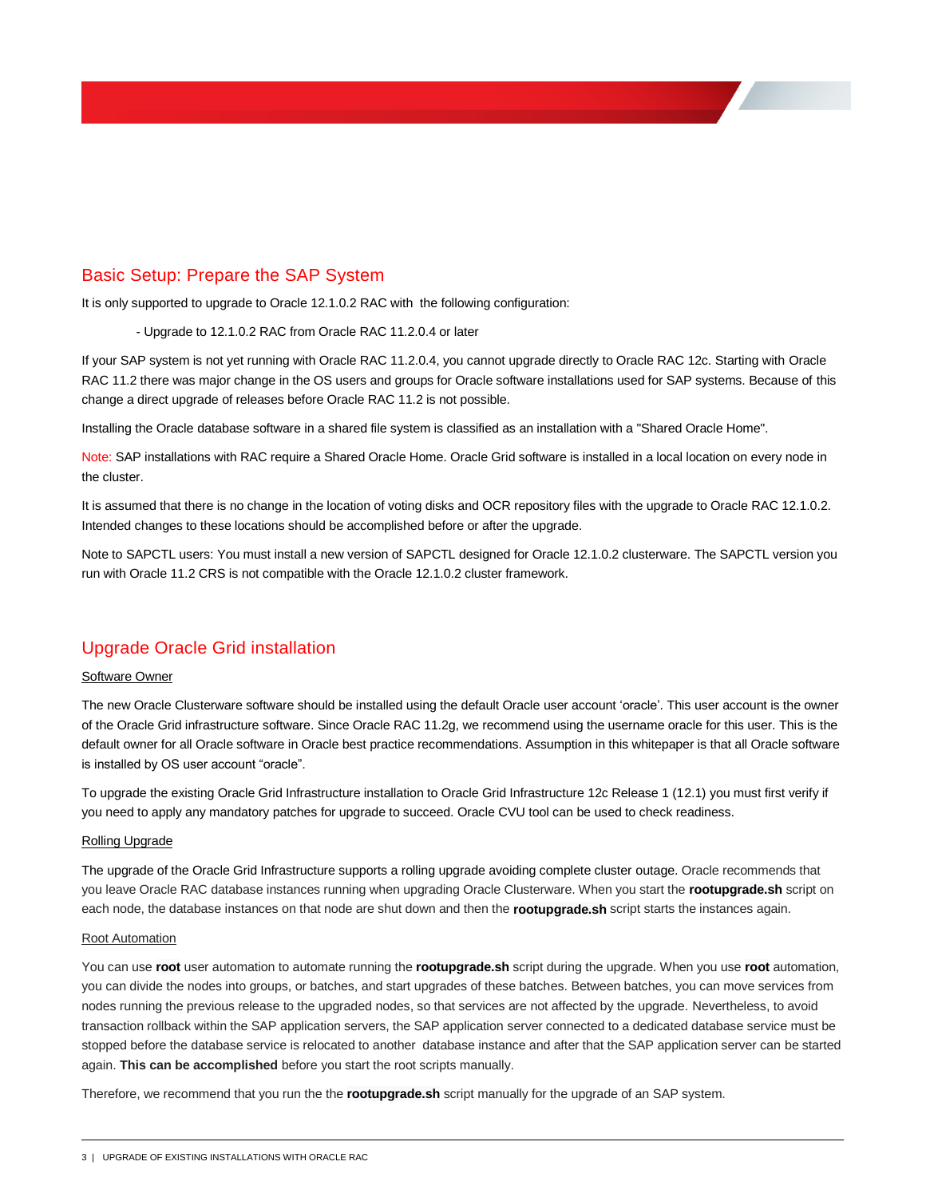## Basic Setup: Prepare the SAP System

It is only supported to upgrade to Oracle 12.1.0.2 RAC with the following configuration:

- Upgrade to 12.1.0.2 RAC from Oracle RAC 11.2.0.4 or later

If your SAP system is not yet running with Oracle RAC 11.2.0.4, you cannot upgrade directly to Oracle RAC 12c. Starting with Oracle RAC 11.2 there was major change in the OS users and groups for Oracle software installations used for SAP systems. Because of this change a direct upgrade of releases before Oracle RAC 11.2 is not possible.

Installing the Oracle database software in a shared file system is classified as an installation with a "Shared Oracle Home".

Note: SAP installations with RAC require a Shared Oracle Home. Oracle Grid software is installed in a local location on every node in the cluster.

It is assumed that there is no change in the location of voting disks and OCR repository files with the upgrade to Oracle RAC 12.1.0.2. Intended changes to these locations should be accomplished before or after the upgrade.

Note to SAPCTL users: You must install a new version of SAPCTL designed for Oracle 12.1.0.2 clusterware. The SAPCTL version you run with Oracle 11.2 CRS is not compatible with the Oracle 12.1.0.2 cluster framework.

## Upgrade Oracle Grid installation

### Software Owner

The new Oracle Clusterware software should be installed using the default Oracle user account 'oracle'. This user account is the owner of the Oracle Grid infrastructure software. Since Oracle RAC 11.2g, we recommend using the username oracle for this user. This is the default owner for all Oracle software in Oracle best practice recommendations. Assumption in this whitepaper is that all Oracle software is installed by OS user account "oracle".

To upgrade the existing Oracle Grid Infrastructure installation to Oracle Grid Infrastructure 12c Release 1 (12.1) you must first verify if you need to apply any mandatory patches for upgrade to succeed. Oracle CVU tool can be used to check readiness.

### Rolling Upgrade

The upgrade of the Oracle Grid Infrastructure supports a rolling upgrade avoiding complete cluster outage. Oracle recommends that you leave Oracle RAC database instances running when upgrading Oracle Clusterware. When you start the **rootupgrade.sh** script on each node, the database instances on that node are shut down and then the **rootupgrade.sh** script starts the instances again.

### Root Automation

You can use **root** user automation to automate running the **rootupgrade.sh** script during the upgrade. When you use **root** automation, you can divide the nodes into groups, or batches, and start upgrades of these batches. Between batches, you can move services from nodes running the previous release to the upgraded nodes, so that services are not affected by the upgrade. Nevertheless, to avoid transaction rollback within the SAP application servers, the SAP application server connected to a dedicated database service must be stopped before the database service is relocated to another database instance and after that the SAP application server can be started again. **This can be accomplished** before you start the root scripts manually.

Therefore, we recommend that you run the the **rootupgrade.sh** script manually for the upgrade of an SAP system.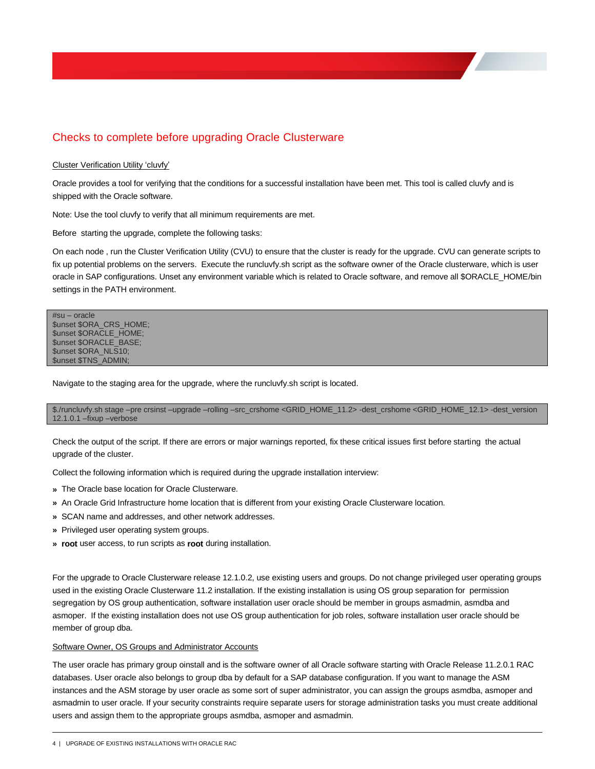## Checks to complete before upgrading Oracle Clusterware

Cluster Verification Utility 'cluvfy'

Oracle provides a tool for verifying that the conditions for a successful installation have been met. This tool is called cluvfy and is shipped with the Oracle software.

Note: Use the tool cluvfy to verify that all minimum requirements are met.

Before starting the upgrade, complete the following tasks:

On each node , run the Cluster Verification Utility (CVU) to ensure that the cluster is ready for the upgrade. CVU can generate scripts to fix up potential problems on the servers. Execute the runcluvfy.sh script as the software owner of the Oracle clusterware, which is user oracle in SAP configurations. Unset any environment variable which is related to Oracle software, and remove all $ORACLE_HOME/bin settings in the PATH environment.

```
#su – oracle
$unset $ORA_CRS_HOME;
$unset $ORACLE_HOME;
$unset $ORACLE_BASE;
$unset $ORA_NLS10;
$unset $TNS_ADMIN;
```

Navigate to the staging area for the upgrade, where the runcluvfy.sh script is located.

```
$./runcluvfy.sh stage –pre crsinst –upgrade –rolling –src_crshome <GRID_HOME_11.2> -dest_crshome <GRID_HOME_12.1> -dest_version 12.1.0.1 –fixup –verbose
```

Check the output of the script. If there are errors or major warnings reported, fix these critical issues first before starting the actual upgrade of the cluster.

Collect the following information which is required during the upgrade installation interview:

- The Oracle base location for Oracle Clusterware.
- An Oracle Grid Infrastructure home location that is different from your existing Oracle Clusterware location.
- SCAN name and addresses, and other network addresses.
- Privileged user operating system groups.
- **root** user access, to run scripts as **root** during installation.

For the upgrade to Oracle Clusterware release 12.1.0.2, use existing users and groups. Do not change privileged user operating groups used in the existing Oracle Clusterware 11.2 installation. If the existing installation is using OS group separation for permission segregation by OS group authentication, software installation user oracle should be member in groups asmadmin, asmdba and asmoper. If the existing installation does not use OS group authentication for job roles, software installation user oracle should be member of group dba.

Software Owner, OS Groups and Administrator Accounts

The user oracle has primary group oinstall and is the software owner of all Oracle software starting with Oracle Release 11.2.0.1 RAC databases. User oracle also belongs to group dba by default for a SAP database configuration. If you want to manage the ASM instances and the ASM storage by user oracle as some sort of super administrator, you can assign the groups asmdba, asmoper and asmadmin to user oracle. If your security constraints require separate users for storage administration tasks you must create additional users and assign them to the appropriate groups asmdba, asmoper and asmadmin.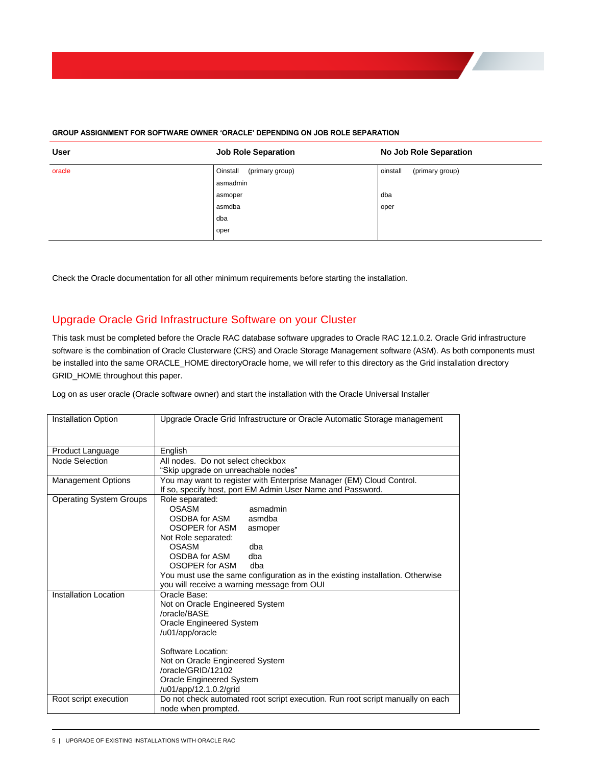**GROUP ASSIGNMENT FOR SOFTWARE OWNER ‘ORACLE’ DEPENDING ON JOB ROLE SEPARATION**

| User | Job Role Separation | No Job Role Separation |
|---|---|---|
| oracle | Oinstall (primary group)<br>asmadmin<br>asmoper<br>asmdba<br>dba<br>oper | oinstall (primary group)<br><br>dba<br>oper |

Check the Oracle documentation for all other minimum requirements before starting the installation.

## Upgrade Oracle Grid Infrastructure Software on your Cluster

This task must be completed before the Oracle RAC database software upgrades to Oracle RAC 12.1.0.2. Oracle Grid infrastructure software is the combination of Oracle Clusterware (CRS) and Oracle Storage Management software (ASM). As both components must be installed into the same ORACLE_HOME directoryOracle home, we will refer to this directory as the Grid installation directory GRID_HOME throughout this paper.

Log on as user oracle (Oracle software owner) and start the installation with the Oracle Universal Installer

| | |
|---|---|
| Installation Option | Upgrade Oracle Grid Infrastructure or Oracle Automatic Storage management |
| Product Language | English |
| Node Selection | All nodes. Do not select checkbox<br>“Skip upgrade on unreachable nodes” |
| Management Options | You may want to register with Enterprise Manager (EM) Cloud Control.<br>If so, specify host, port EM Admin User Name and Password. |
| Operating System Groups | Role separated:<br>OSASM asmadmin<br>OSDBA for ASM asmdba<br>OSOPER for ASM asmoper<br>Not Role separated:<br>OSASM dba<br>OSDBA for ASM dba<br>OSOPER for ASM dba<br>You must use the same configuration as in the existing installation. Otherwise you will receive a warning message from OUI |
| Installation Location | Oracle Base:<br>Not on Oracle Engineered System<br>/oracle/BASE<br>Oracle Engineered System<br>/u01/app/oracle<br><br>Software Location:<br>Not on Oracle Engineered System<br>/oracle/GRID/12102<br>Oracle Engineered System<br>/u01/app/12.1.0.2/grid |
| Root script execution | Do not check automated root script execution. Run root script manually on each node when prompted. |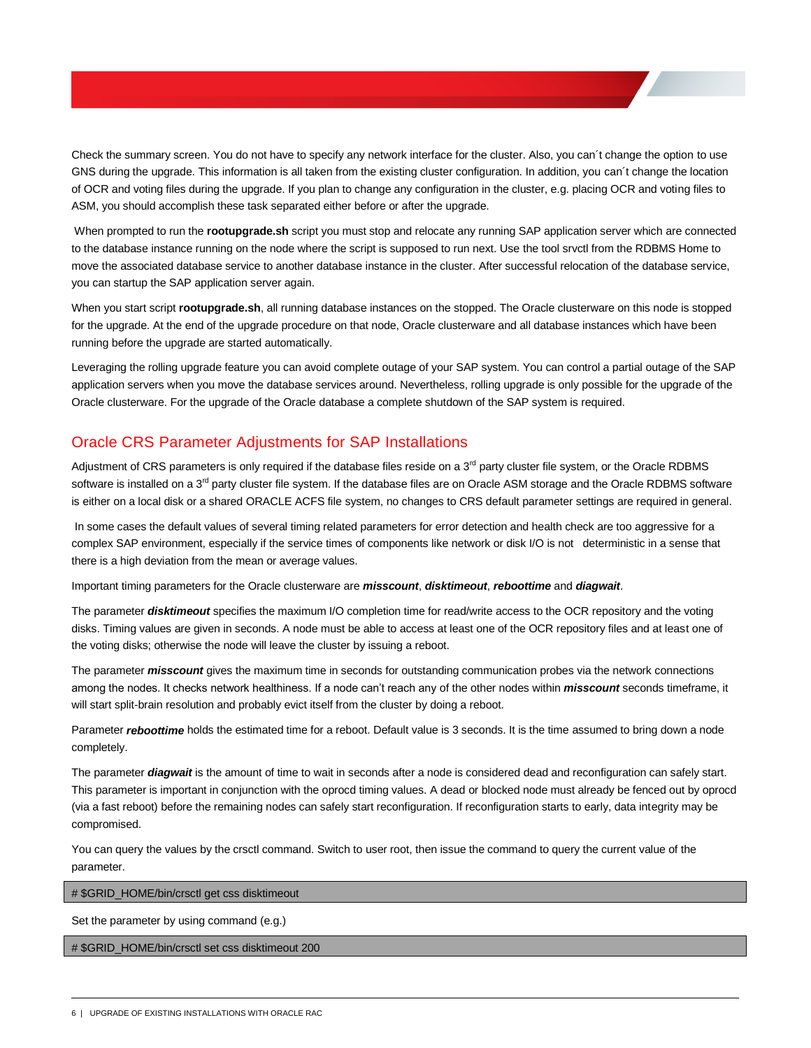Check the summary screen. You do not have to specify any network interface for the cluster. Also, you can´t change the option to use GNS during the upgrade. This information is all taken from the existing cluster configuration. In addition, you can´t change the location of OCR and voting files during the upgrade. If you plan to change any configuration in the cluster, e.g. placing OCR and voting files to ASM, you should accomplish these task separated either before or after the upgrade.

When prompted to run the **rootupgrade.sh** script you must stop and relocate any running SAP application server which are connected to the database instance running on the node where the script is supposed to run next. Use the tool srvctl from the RDBMS Home to move the associated database service to another database instance in the cluster. After successful relocation of the database service, you can startup the SAP application server again.

When you start script **rootupgrade.sh**, all running database instances on the stopped. The Oracle clusterware on this node is stopped for the upgrade. At the end of the upgrade procedure on that node, Oracle clusterware and all database instances which have been running before the upgrade are started automatically.

Leveraging the rolling upgrade feature you can avoid complete outage of your SAP system. You can control a partial outage of the SAP application servers when you move the database services around. Nevertheless, rolling upgrade is only possible for the upgrade of the Oracle clusterware. For the upgrade of the Oracle database a complete shutdown of the SAP system is required.

## Oracle CRS Parameter Adjustments for SAP Installations

Adjustment of CRS parameters is only required if the database files reside on a 3rd party cluster file system, or the Oracle RDBMS software is installed on a 3rd party cluster file system. If the database files are on Oracle ASM storage and the Oracle RDBMS software is either on a local disk or a shared ORACLE ACFS file system, no changes to CRS default parameter settings are required in general.

In some cases the default values of several timing related parameters for error detection and health check are too aggressive for a complex SAP environment, especially if the service times of components like network or disk I/O is not deterministic in a sense that there is a high deviation from the mean or average values.

Important timing parameters for the Oracle clusterware are ***misscount***, ***disktimeout***, ***reboottime*** and ***diagwait***.

The parameter ***disktimeout*** specifies the maximum I/O completion time for read/write access to the OCR repository and the voting disks. Timing values are given in seconds. A node must be able to access at least one of the OCR repository files and at least one of the voting disks; otherwise the node will leave the cluster by issuing a reboot.

The parameter ***misscount*** gives the maximum time in seconds for outstanding communication probes via the network connections among the nodes. It checks network healthiness. If a node can't reach any of the other nodes within ***misscount*** seconds timeframe, it will start split-brain resolution and probably evict itself from the cluster by doing a reboot.

Parameter ***reboottime*** holds the estimated time for a reboot. Default value is 3 seconds. It is the time assumed to bring down a node completely.

The parameter ***diagwait*** is the amount of time to wait in seconds after a node is considered dead and reconfiguration can safely start. This parameter is important in conjunction with the oprocd timing values. A dead or blocked node must already be fenced out by oprocd (via a fast reboot) before the remaining nodes can safely start reconfiguration. If reconfiguration starts to early, data integrity may be compromised.

You can query the values by the crsctl command. Switch to user root, then issue the command to query the current value of the parameter.

```
# $GRID_HOME/bin/crsctl get css disktimeout
```

Set the parameter by using command (e.g.)

```
# $GRID_HOME/bin/crsctl set css disktimeout 200
```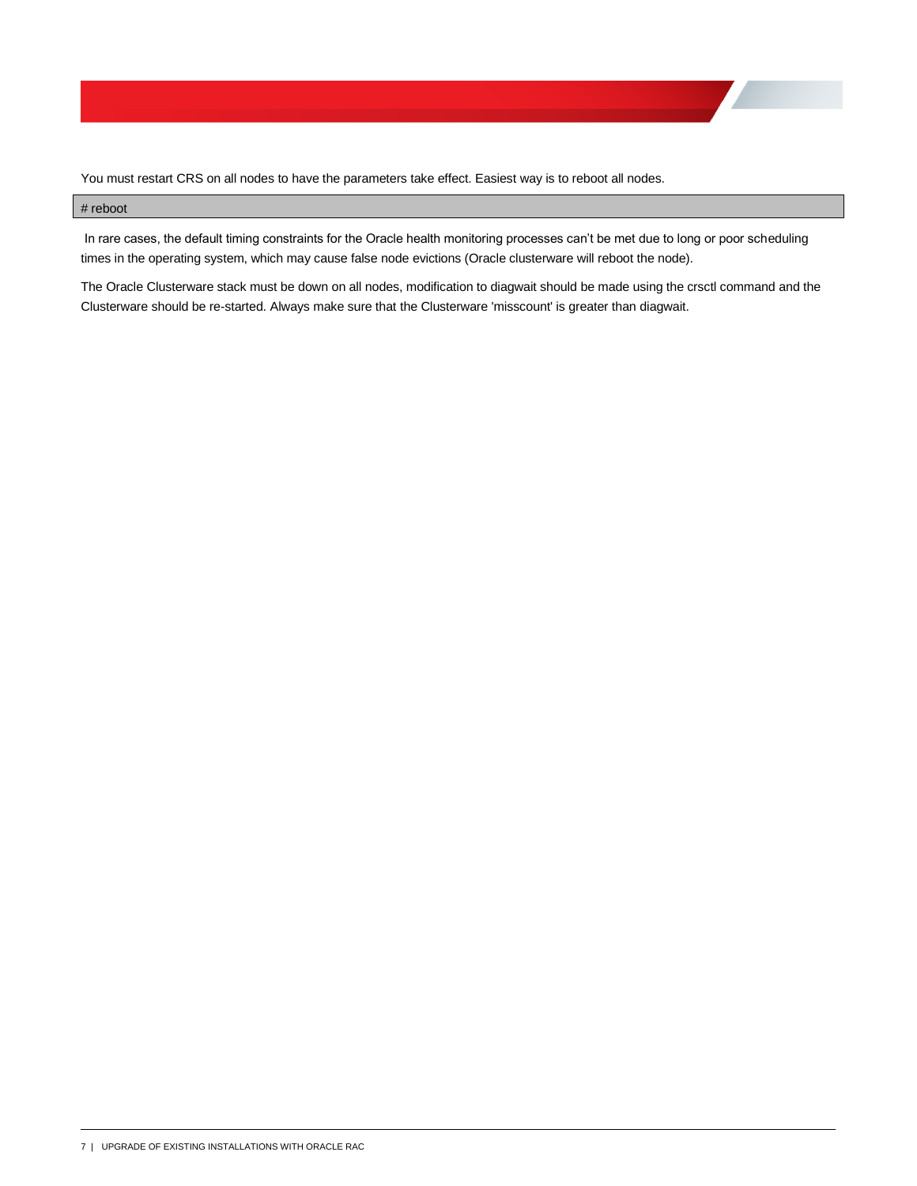You must restart CRS on all nodes to have the parameters take effect. Easiest way is to reboot all nodes.

```
# reboot
```

In rare cases, the default timing constraints for the Oracle health monitoring processes can’t be met due to long or poor scheduling times in the operating system, which may cause false node evictions (Oracle clusterware will reboot the node).

The Oracle Clusterware stack must be down on all nodes, modification to diagwait should be made using the crsctl command and the Clusterware should be re-started. Always make sure that the Clusterware 'misscount' is greater than diagwait.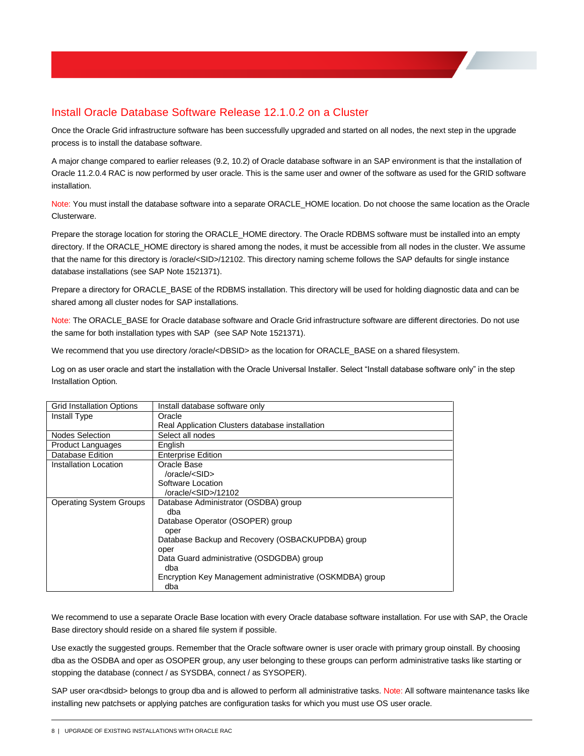## Install Oracle Database Software Release 12.1.0.2 on a Cluster

Once the Oracle Grid infrastructure software has been successfully upgraded and started on all nodes, the next step in the upgrade process is to install the database software.

A major change compared to earlier releases (9.2, 10.2) of Oracle database software in an SAP environment is that the installation of Oracle 11.2.0.4 RAC is now performed by user oracle. This is the same user and owner of the software as used for the GRID software installation.

Note: You must install the database software into a separate ORACLE_HOME location. Do not choose the same location as the Oracle Clusterware.

Prepare the storage location for storing the ORACLE_HOME directory. The Oracle RDBMS software must be installed into an empty directory. If the ORACLE_HOME directory is shared among the nodes, it must be accessible from all nodes in the cluster. We assume that the name for this directory is /oracle/<SID>/12102. This directory naming scheme follows the SAP defaults for single instance database installations (see SAP Note 1521371).

Prepare a directory for ORACLE_BASE of the RDBMS installation. This directory will be used for holding diagnostic data and can be shared among all cluster nodes for SAP installations.

Note: The ORACLE_BASE for Oracle database software and Oracle Grid infrastructure software are different directories. Do not use the same for both installation types with SAP (see SAP Note 1521371).

We recommend that you use directory /oracle/<DBSID> as the location for ORACLE_BASE on a shared filesystem.

Log on as user oracle and start the installation with the Oracle Universal Installer. Select "Install database software only" in the step Installation Option.

| Grid Installation Options | Install database software only |
|---|---|
| Install Type | Oracle<br>Real Application Clusters database installation |
| Nodes Selection | Select all nodes |
| Product Languages | English |
| Database Edition | Enterprise Edition |
| Installation Location | Oracle Base<br>/oracle/<SID><br>Software Location<br>/oracle/<SID>/12102 |
| Operating System Groups | Database Administrator (OSDBA) group<br>dba<br>Database Operator (OSOPER) group<br>oper<br>Database Backup and Recovery (OSBACKUPDBA) group<br>oper<br>Data Guard administrative (OSDGDBA) group<br>dba<br>Encryption Key Management administrative (OSKMDBA) group<br>dba |

We recommend to use a separate Oracle Base location with every Oracle database software installation. For use with SAP, the Oracle Base directory should reside on a shared file system if possible.

Use exactly the suggested groups. Remember that the Oracle software owner is user oracle with primary group oinstall. By choosing dba as the OSDBA and oper as OSOPER group, any user belonging to these groups can perform administrative tasks like starting or stopping the database (connect / as SYSDBA, connect / as SYSOPER).

SAP user ora<dbsid> belongs to group dba and is allowed to perform all administrative tasks. Note: All software maintenance tasks like installing new patchsets or applying patches are configuration tasks for which you must use OS user oracle.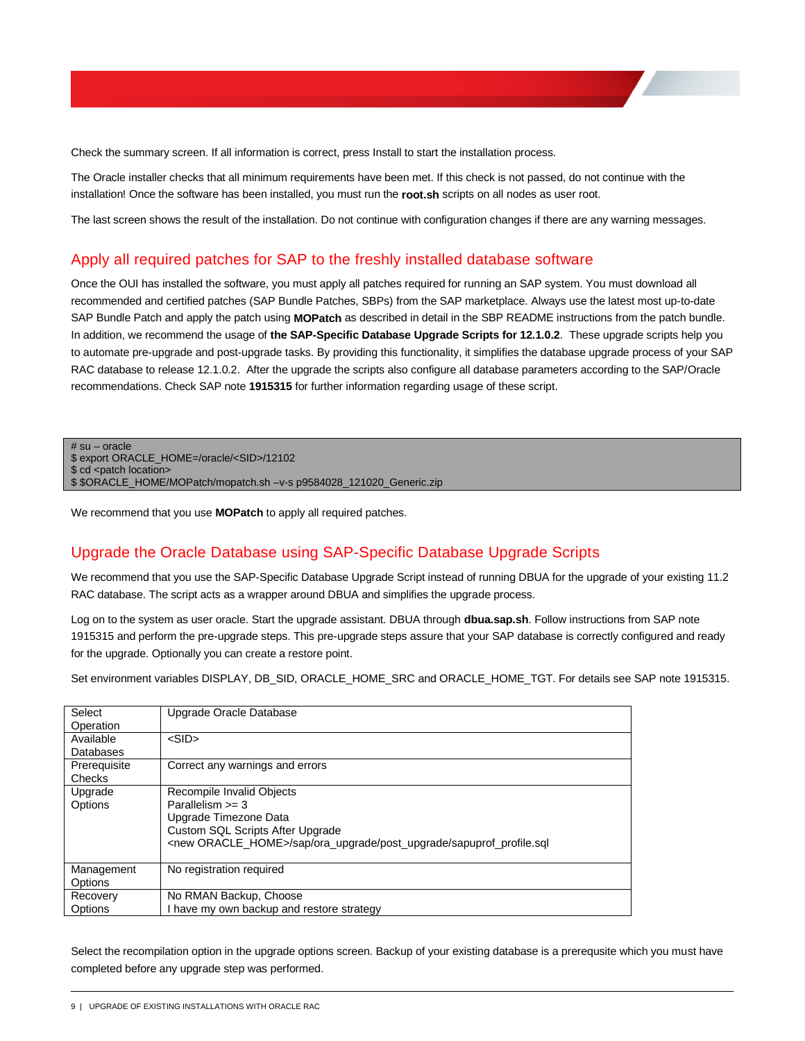Check the summary screen. If all information is correct, press Install to start the installation process.

The Oracle installer checks that all minimum requirements have been met. If this check is not passed, do not continue with the installation! Once the software has been installed, you must run the **root.sh** scripts on all nodes as user root.

The last screen shows the result of the installation. Do not continue with configuration changes if there are any warning messages.

## Apply all required patches for SAP to the freshly installed database software

Once the OUI has installed the software, you must apply all patches required for running an SAP system. You must download all recommended and certified patches (SAP Bundle Patches, SBPs) from the SAP marketplace. Always use the latest most up-to-date SAP Bundle Patch and apply the patch using **MOPatch** as described in detail in the SBP README instructions from the patch bundle. In addition, we recommend the usage of **the SAP-Specific Database Upgrade Scripts for 12.1.0.2**. These upgrade scripts help you to automate pre-upgrade and post-upgrade tasks. By providing this functionality, it simplifies the database upgrade process of your SAP RAC database to release 12.1.0.2. After the upgrade the scripts also configure all database parameters according to the SAP/Oracle recommendations. Check SAP note **1915315** for further information regarding usage of these script.

```
# su – oracle
$ export ORACLE_HOME=/oracle/<SID>/12102
$ cd <patch location>
$ $ORACLE_HOME/MOPatch/mopatch.sh –v-s p9584028_121020_Generic.zip
```

We recommend that you use **MOPatch** to apply all required patches.

## Upgrade the Oracle Database using SAP-Specific Database Upgrade Scripts

We recommend that you use the SAP-Specific Database Upgrade Script instead of running DBUA for the upgrade of your existing 11.2 RAC database. The script acts as a wrapper around DBUA and simplifies the upgrade process.

Log on to the system as user oracle. Start the upgrade assistant. DBUA through **dbua.sap.sh**. Follow instructions from SAP note 1915315 and perform the pre-upgrade steps. This pre-upgrade steps assure that your SAP database is correctly configured and ready for the upgrade. Optionally you can create a restore point.

Set environment variables DISPLAY, DB_SID, ORACLE_HOME_SRC and ORACLE_HOME_TGT. For details see SAP note 1915315.

| | |
|---|---|
| Select Operation | Upgrade Oracle Database |
| Available Databases | <SID> |
| Prerequisite Checks | Correct any warnings and errors |
| Upgrade Options | Recompile Invalid Objects<br>Parallelism >= 3<br>Upgrade Timezone Data<br>Custom SQL Scripts After Upgrade<br><new ORACLE_HOME>/sap/ora_upgrade/post_upgrade/sapuprof_profile.sql |
| Management Options | No registration required |
| Recovery Options | No RMAN Backup, Choose<br>I have my own backup and restore strategy |

Select the recompilation option in the upgrade options screen. Backup of your existing database is a prerequsite which you must have completed before any upgrade step was performed.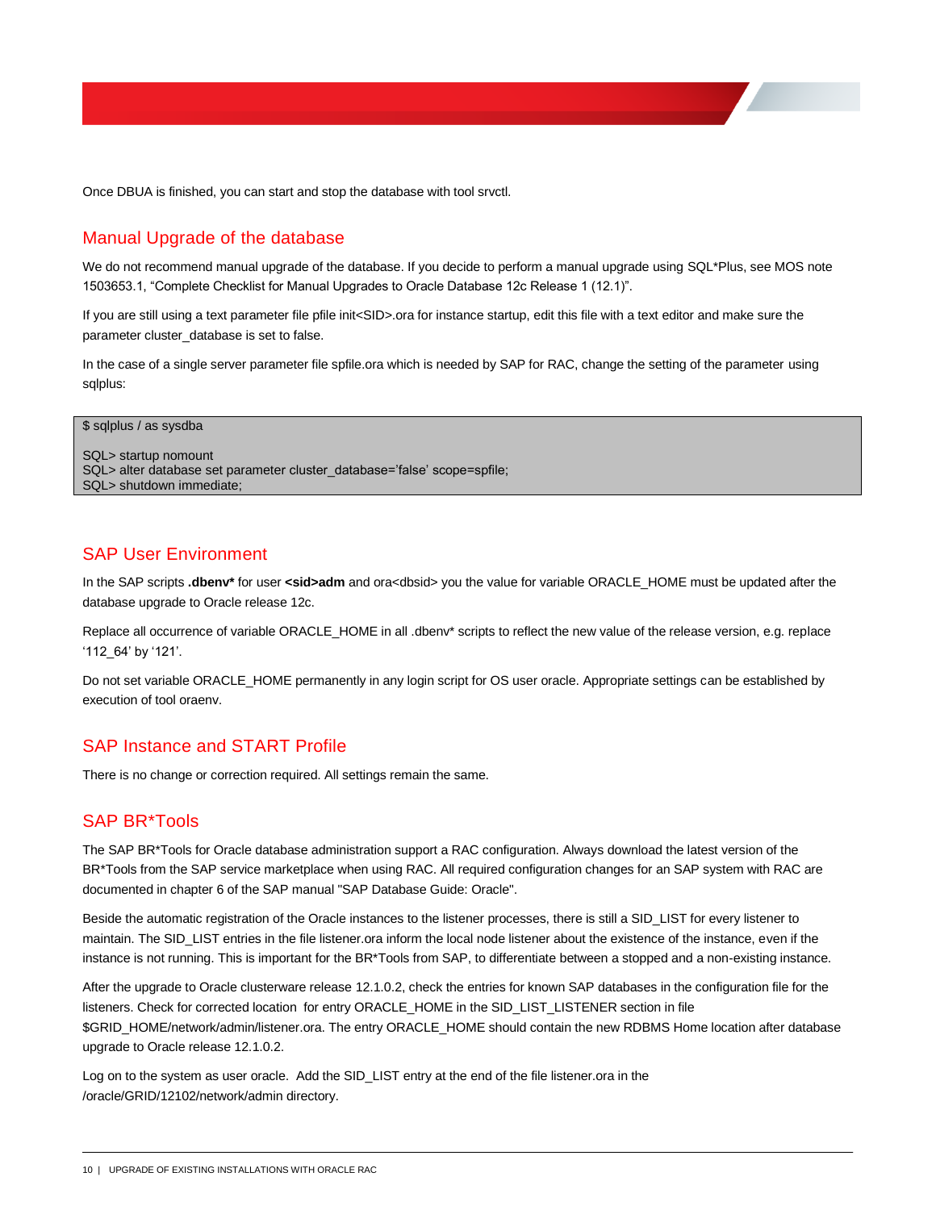Once DBUA is finished, you can start and stop the database with tool srvctl.

## Manual Upgrade of the database

We do not recommend manual upgrade of the database. If you decide to perform a manual upgrade using SQL*Plus, see MOS note 1503653.1, “Complete Checklist for Manual Upgrades to Oracle Database 12c Release 1 (12.1)”.

If you are still using a text parameter file pfile init<SID>.ora for instance startup, edit this file with a text editor and make sure the parameter cluster_database is set to false.

In the case of a single server parameter file spfile.ora which is needed by SAP for RAC, change the setting of the parameter using sqlplus:

```
$ sqlplus / as sysdba

SQL> startup nomount
SQL> alter database set parameter cluster_database='false' scope=spfile;
SQL> shutdown immediate;
```

## SAP User Environment

In the SAP scripts **.dbenv*** for user **<sid>adm** and ora<dbsid> you the value for variable ORACLE_HOME must be updated after the database upgrade to Oracle release 12c.

Replace all occurrence of variable ORACLE_HOME in all .dbenv* scripts to reflect the new value of the release version, e.g. replace ‘112_64’ by ‘121’.

Do not set variable ORACLE_HOME permanently in any login script for OS user oracle. Appropriate settings can be established by execution of tool oraenv.

## SAP Instance and START Profile

There is no change or correction required. All settings remain the same.

## SAP BR*Tools

The SAP BR*Tools for Oracle database administration support a RAC configuration. Always download the latest version of the BR*Tools from the SAP service marketplace when using RAC. All required configuration changes for an SAP system with RAC are documented in chapter 6 of the SAP manual "SAP Database Guide: Oracle".

Beside the automatic registration of the Oracle instances to the listener processes, there is still a SID_LIST for every listener to maintain. The SID_LIST entries in the file listener.ora inform the local node listener about the existence of the instance, even if the instance is not running. This is important for the BR*Tools from SAP, to differentiate between a stopped and a non-existing instance.

After the upgrade to Oracle clusterware release 12.1.0.2, check the entries for known SAP databases in the configuration file for the listeners. Check for corrected location for entry ORACLE_HOME in the SID_LIST_LISTENER section in file $GRID_HOME/network/admin/listener.ora. The entry ORACLE_HOME should contain the new RDBMS Home location after database upgrade to Oracle release 12.1.0.2.

Log on to the system as user oracle. Add the SID_LIST entry at the end of the file listener.ora in the /oracle/GRID/12102/network/admin directory.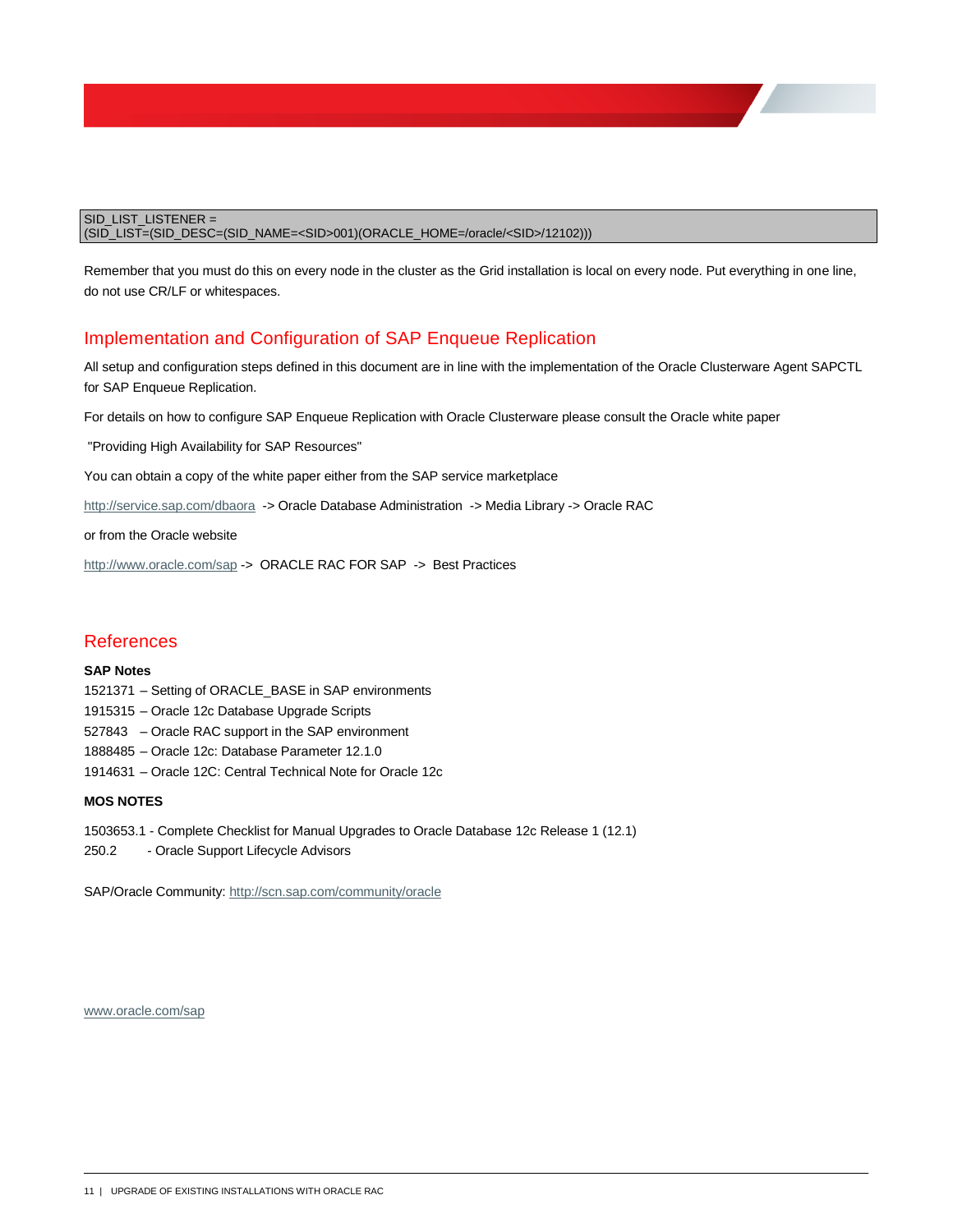```
SID_LIST_LISTENER =
(SID_LIST=(SID_DESC=(SID_NAME=<SID>001)(ORACLE_HOME=/oracle/<SID>/12102)))
```

Remember that you must do this on every node in the cluster as the Grid installation is local on every node. Put everything in one line, do not use CR/LF or whitespaces.

## Implementation and Configuration of SAP Enqueue Replication

All setup and configuration steps defined in this document are in line with the implementation of the Oracle Clusterware Agent SAPCTL for SAP Enqueue Replication.

For details on how to configure SAP Enqueue Replication with Oracle Clusterware please consult the Oracle white paper

"Providing High Availability for SAP Resources"

You can obtain a copy of the white paper either from the SAP service marketplace

http://service.sap.com/dbaora -> Oracle Database Administration -> Media Library -> Oracle RAC

or from the Oracle website

http://www.oracle.com/sap -> ORACLE RAC FOR SAP -> Best Practices

## References

**SAP Notes**

1521371 – Setting of ORACLE_BASE in SAP environments
1915315 – Oracle 12c Database Upgrade Scripts
527843 – Oracle RAC support in the SAP environment
1888485 – Oracle 12c: Database Parameter 12.1.0
1914631 – Oracle 12C: Central Technical Note for Oracle 12c

**MOS NOTES**

1503653.1 - Complete Checklist for Manual Upgrades to Oracle Database 12c Release 1 (12.1)
250.2 - Oracle Support Lifecycle Advisors

SAP/Oracle Community: http://scn.sap.com/community/oracle

www.oracle.com/sap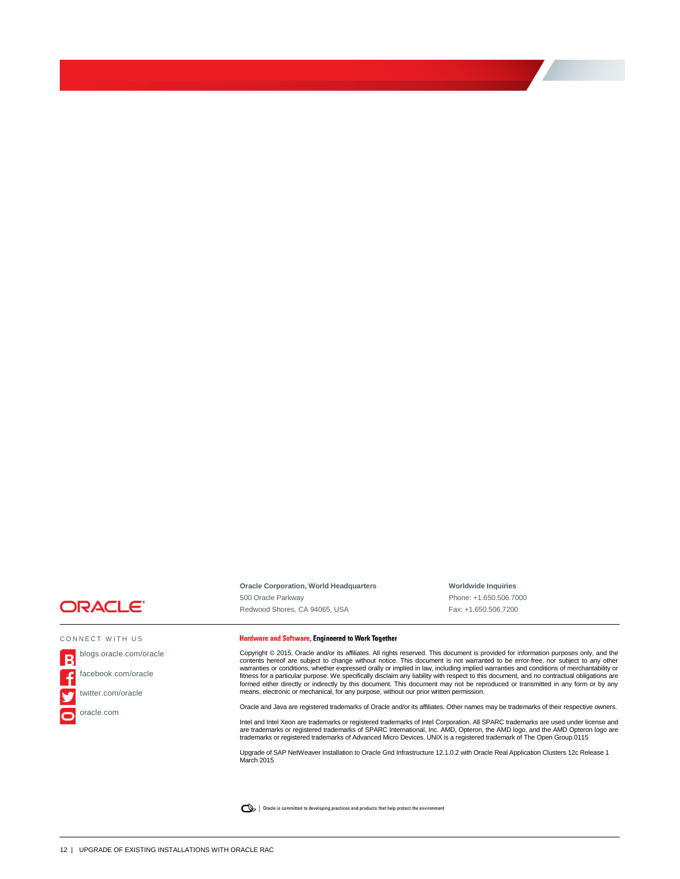ORACLE

**Oracle Corporation, World Headquarters**
500 Oracle Parkway
Redwood Shores, CA 94065, USA

**Worldwide Inquiries**
Phone: +1.650.506.7000
Fax: +1.650.506.7200

CONNECT WITH US

- blogs.oracle.com/oracle
- facebook.com/oracle
- twitter.com/oracle
- oracle.com

**Hardware and Software, Engineered to Work Together**

Copyright © 2015, Oracle and/or its affiliates. All rights reserved. This document is provided for information purposes only, and the contents hereof are subject to change without notice. This document is not warranted to be error-free, nor subject to any other warranties or conditions, whether expressed orally or implied in law, including implied warranties and conditions of merchantability or fitness for a particular purpose. We specifically disclaim any liability with respect to this document, and no contractual obligations are formed either directly or indirectly by this document. This document may not be reproduced or transmitted in any form or by any means, electronic or mechanical, for any purpose, without our prior written permission.

Oracle and Java are registered trademarks of Oracle and/or its affiliates. Other names may be trademarks of their respective owners.

Intel and Intel Xeon are trademarks or registered trademarks of Intel Corporation. All SPARC trademarks are used under license and are trademarks or registered trademarks of SPARC International, Inc. AMD, Opteron, the AMD logo, and the AMD Opteron logo are trademarks or registered trademarks of Advanced Micro Devices. UNIX is a registered trademark of The Open Group.0115

Upgrade of SAP NetWeaver Installation to Oracle Grid Infrastructure 12.1.0.2 with Oracle Real Application Clusters 12c Release 1
March 2015

Oracle is committed to developing practices and products that help protect the environment